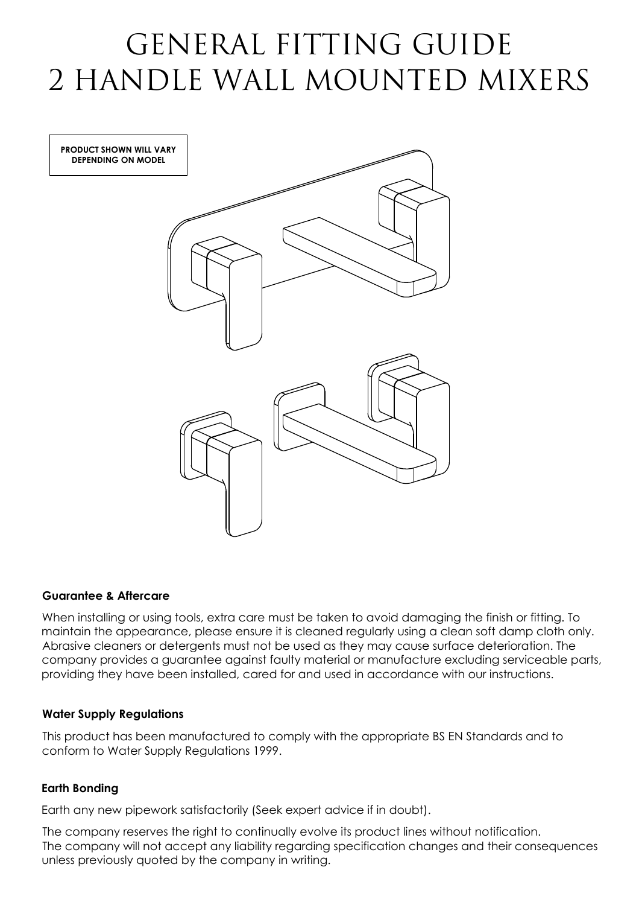# GENERAL FITTING GUIDE
# 2 HANDLE WALL MOUNTED MIXERS

**PRODUCT SHOWN WILL VARY DEPENDING ON MODEL**

### Guarantee & Aftercare

When installing or using tools, extra care must be taken to avoid damaging the finish or fitting. To maintain the appearance, please ensure it is cleaned regularly using a clean soft damp cloth only. Abrasive cleaners or detergents must not be used as they may cause surface deterioration. The company provides a guarantee against faulty material or manufacture excluding serviceable parts, providing they have been installed, cared for and used in accordance with our instructions.

### Water Supply Regulations

This product has been manufactured to comply with the appropriate BS EN Standards and to conform to Water Supply Regulations 1999.

### Earth Bonding

Earth any new pipework satisfactorily (Seek expert advice if in doubt).

The company reserves the right to continually evolve its product lines without notification.
The company will not accept any liability regarding specification changes and their consequences unless previously quoted by the company in writing.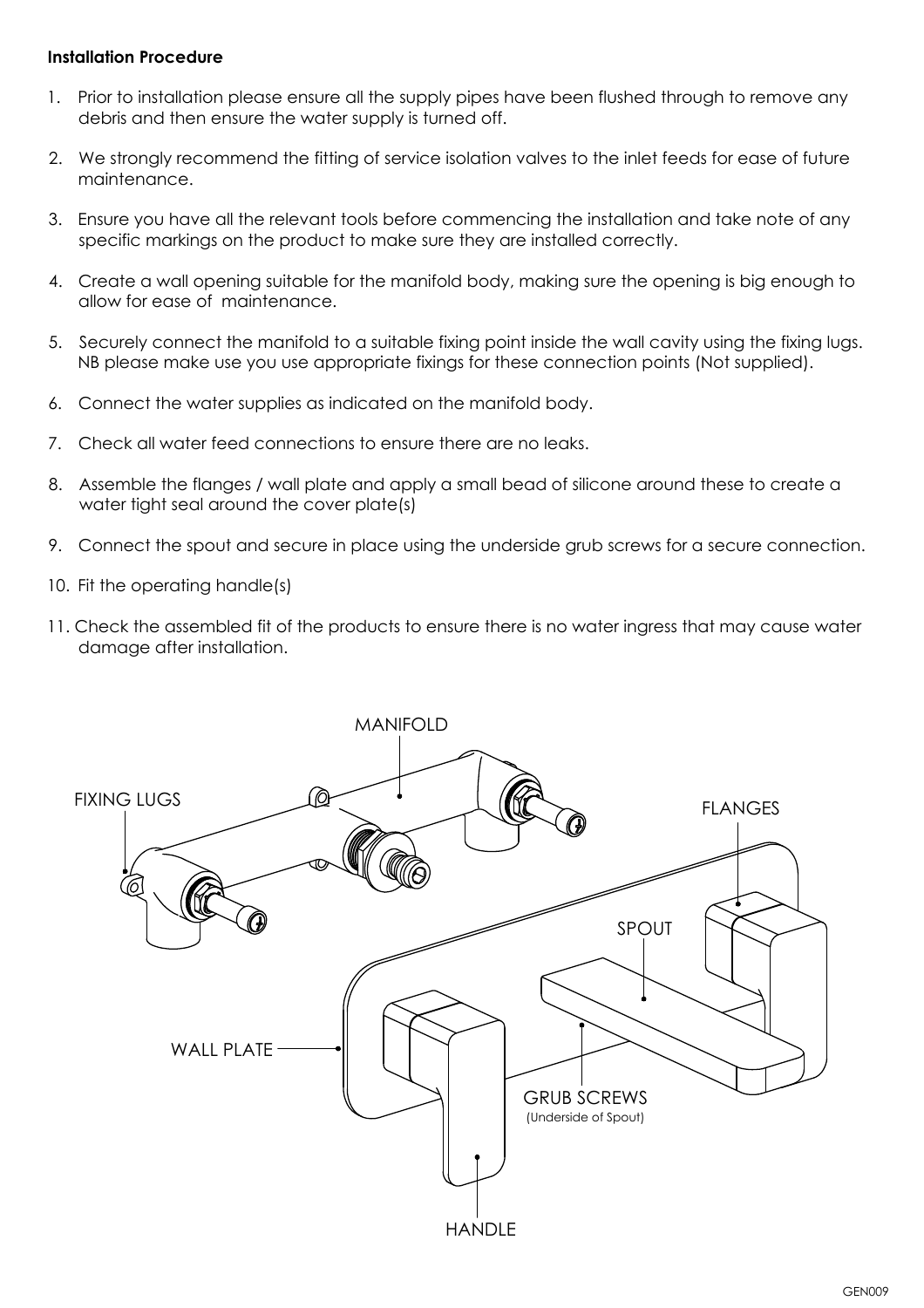**Installation Procedure**

1. Prior to installation please ensure all the supply pipes have been flushed through to remove any debris and then ensure the water supply is turned off.

2. We strongly recommend the fitting of service isolation valves to the inlet feeds for ease of future maintenance.

3. Ensure you have all the relevant tools before commencing the installation and take note of any specific markings on the product to make sure they are installed correctly.

4. Create a wall opening suitable for the manifold body, making sure the opening is big enough to allow for ease of maintenance.

5. Securely connect the manifold to a suitable fixing point inside the wall cavity using the fixing lugs. NB please make use you use appropriate fixings for these connection points (Not supplied).

6. Connect the water supplies as indicated on the manifold body.

7. Check all water feed connections to ensure there are no leaks.

8. Assemble the flanges / wall plate and apply a small bead of silicone around these to create a water tight seal around the cover plate(s)

9. Connect the spout and secure in place using the underside grub screws for a secure connection.

10. Fit the operating handle(s)

11. Check the assembled fit of the products to ensure there is no water ingress that may cause water damage after installation.

MANIFOLD

FIXING LUGS

FLANGES

SPOUT

WALL PLATE

GRUB SCREWS
(Underside of Spout)

HANDLE

GEN009